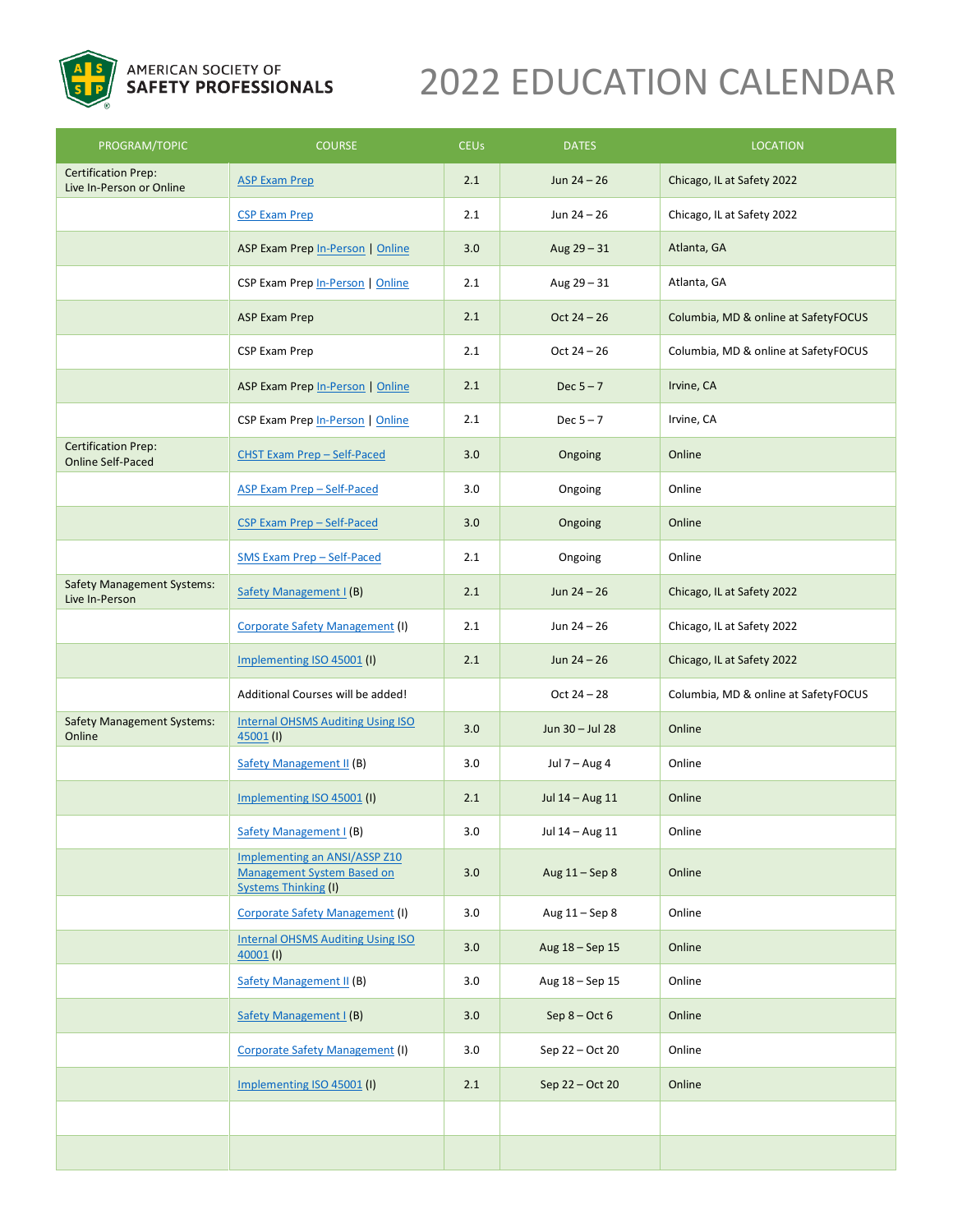AMERICAN SOCIETY OF SAFETY PROFESSIONALS

# 2022 EDUCATION CALENDAR

| PROGRAM/TOPIC | COURSE | CEUs | DATES | LOCATION |
|---|---|---|---|---|
| Certification Prep: Live In-Person or Online | ASP Exam Prep | 2.1 | Jun 24 – 26 | Chicago, IL at Safety 2022 |
| | CSP Exam Prep | 2.1 | Jun 24 – 26 | Chicago, IL at Safety 2022 |
| | ASP Exam Prep In-Person \| Online | 3.0 | Aug 29 – 31 | Atlanta, GA |
| | CSP Exam Prep In-Person \| Online | 2.1 | Aug 29 – 31 | Atlanta, GA |
| | ASP Exam Prep | 2.1 | Oct 24 – 26 | Columbia, MD & online at SafetyFOCUS |
| | CSP Exam Prep | 2.1 | Oct 24 – 26 | Columbia, MD & online at SafetyFOCUS |
| | ASP Exam Prep In-Person \| Online | 2.1 | Dec 5 – 7 | Irvine, CA |
| | CSP Exam Prep In-Person \| Online | 2.1 | Dec 5 – 7 | Irvine, CA |
| Certification Prep: Online Self-Paced | CHST Exam Prep – Self-Paced | 3.0 | Ongoing | Online |
| | ASP Exam Prep – Self-Paced | 3.0 | Ongoing | Online |
| | CSP Exam Prep – Self-Paced | 3.0 | Ongoing | Online |
| | SMS Exam Prep – Self-Paced | 2.1 | Ongoing | Online |
| Safety Management Systems: Live In-Person | Safety Management I (B) | 2.1 | Jun 24 – 26 | Chicago, IL at Safety 2022 |
| | Corporate Safety Management (I) | 2.1 | Jun 24 – 26 | Chicago, IL at Safety 2022 |
| | Implementing ISO 45001 (I) | 2.1 | Jun 24 – 26 | Chicago, IL at Safety 2022 |
| | Additional Courses will be added! | | Oct 24 – 28 | Columbia, MD & online at SafetyFOCUS |
| Safety Management Systems: Online | Internal OHSMS Auditing Using ISO 45001 (I) | 3.0 | Jun 30 – Jul 28 | Online |
| | Safety Management II (B) | 3.0 | Jul 7 – Aug 4 | Online |
| | Implementing ISO 45001 (I) | 2.1 | Jul 14 – Aug 11 | Online |
| | Safety Management I (B) | 3.0 | Jul 14 – Aug 11 | Online |
| | Implementing an ANSI/ASSP Z10 Management System Based on Systems Thinking (I) | 3.0 | Aug 11 – Sep 8 | Online |
| | Corporate Safety Management (I) | 3.0 | Aug 11 – Sep 8 | Online |
| | Internal OHSMS Auditing Using ISO 40001 (I) | 3.0 | Aug 18 – Sep 15 | Online |
| | Safety Management II (B) | 3.0 | Aug 18 – Sep 15 | Online |
| | Safety Management I (B) | 3.0 | Sep 8 – Oct 6 | Online |
| | Corporate Safety Management (I) | 3.0 | Sep 22 – Oct 20 | Online |
| | Implementing ISO 45001 (I) | 2.1 | Sep 22 – Oct 20 | Online |
| | | | | |
| | | | | |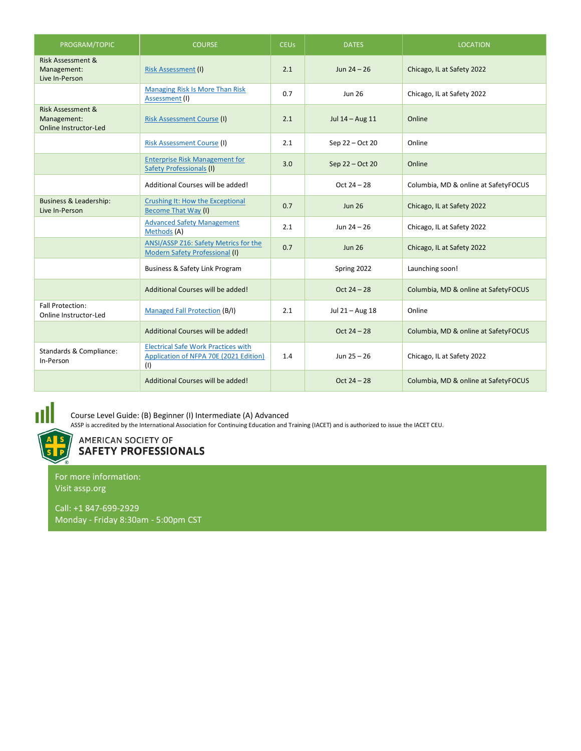| PROGRAM/TOPIC | COURSE | CEUs | DATES | LOCATION |
|---|---|---|---|---|
| Risk Assessment & Management: Live In-Person | Risk Assessment (I) | 2.1 | Jun 24 – 26 | Chicago, IL at Safety 2022 |
| | Managing Risk Is More Than Risk Assessment (I) | 0.7 | Jun 26 | Chicago, IL at Safety 2022 |
| Risk Assessment & Management: Online Instructor-Led | Risk Assessment Course (I) | 2.1 | Jul 14 – Aug 11 | Online |
| | Risk Assessment Course (I) | 2.1 | Sep 22 – Oct 20 | Online |
| | Enterprise Risk Management for Safety Professionals (I) | 3.0 | Sep 22 – Oct 20 | Online |
| | Additional Courses will be added! | | Oct 24 – 28 | Columbia, MD & online at SafetyFOCUS |
| Business & Leadership: Live In-Person | Crushing It: How the Exceptional Become That Way (I) | 0.7 | Jun 26 | Chicago, IL at Safety 2022 |
| | Advanced Safety Management Methods (A) | 2.1 | Jun 24 – 26 | Chicago, IL at Safety 2022 |
| | ANSI/ASSP Z16: Safety Metrics for the Modern Safety Professional (I) | 0.7 | Jun 26 | Chicago, IL at Safety 2022 |
| | Business & Safety Link Program | | Spring 2022 | Launching soon! |
| | Additional Courses will be added! | | Oct 24 – 28 | Columbia, MD & online at SafetyFOCUS |
| Fall Protection: Online Instructor-Led | Managed Fall Protection (B/I) | 2.1 | Jul 21 – Aug 18 | Online |
| | Additional Courses will be added! | | Oct 24 – 28 | Columbia, MD & online at SafetyFOCUS |
| Standards & Compliance: In-Person | Electrical Safe Work Practices with Application of NFPA 70E (2021 Edition) (I) | 1.4 | Jun 25 – 26 | Chicago, IL at Safety 2022 |
| | Additional Courses will be added! | | Oct 24 – 28 | Columbia, MD & online at SafetyFOCUS |

Course Level Guide: (B) Beginner (I) Intermediate (A) Advanced

ASSP is accredited by the International Association for Continuing Education and Training (IACET) and is authorized to issue the IACET CEU.

AMERICAN SOCIETY OF
**SAFETY PROFESSIONALS**

For more information:
Visit assp.org

Call: +1 847-699-2929
Monday - Friday 8:30am - 5:00pm CST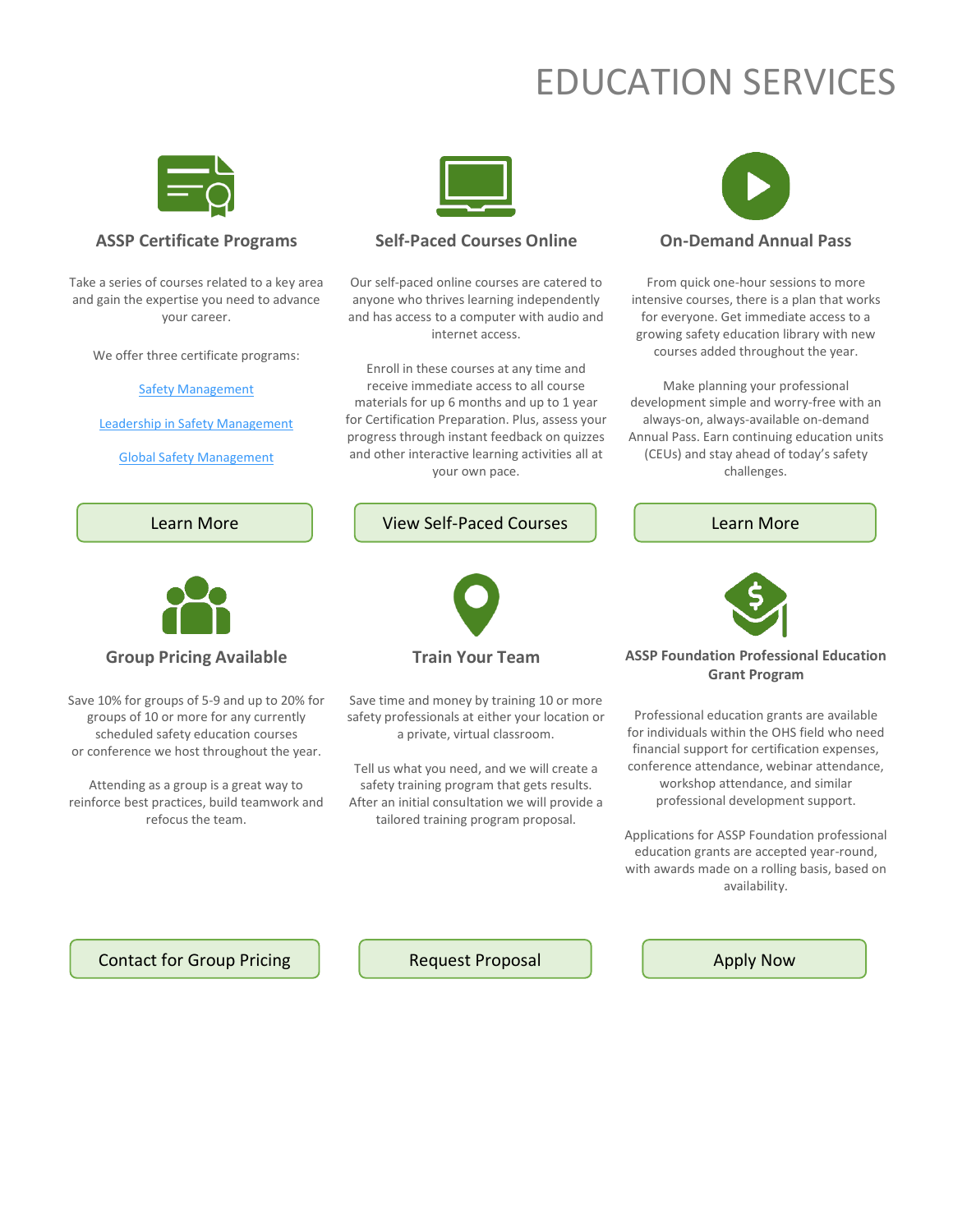# EDUCATION SERVICES

## ASSP Certificate Programs

Take a series of courses related to a key area and gain the expertise you need to advance your career.

We offer three certificate programs:

Safety Management

Leadership in Safety Management

Global Safety Management

Learn More

## Self-Paced Courses Online

Our self-paced online courses are catered to anyone who thrives learning independently and has access to a computer with audio and internet access.

Enroll in these courses at any time and receive immediate access to all course materials for up to 6 months and up to 1 year for Certification Preparation. Plus, assess your progress through instant feedback on quizzes and other interactive learning activities all at your own pace.

View Self-Paced Courses

## On-Demand Annual Pass

From quick one-hour sessions to more intensive courses, there is a plan that works for everyone. Get immediate access to a growing safety education library with new courses added throughout the year.

Make planning your professional development simple and worry-free with an always-on, always-available on-demand Annual Pass. Earn continuing education units (CEUs) and stay ahead of today's safety challenges.

Learn More

## Group Pricing Available

Save 10% for groups of 5-9 and up to 20% for groups of 10 or more for any currently scheduled safety education courses or conference we host throughout the year.

Attending as a group is a great way to reinforce best practices, build teamwork and refocus the team.

Contact for Group Pricing

## Train Your Team

Save time and money by training 10 or more safety professionals at either your location or a private, virtual classroom.

Tell us what you need, and we will create a safety training program that gets results. After an initial consultation we will provide a tailored training program proposal.

Request Proposal

## ASSP Foundation Professional Education Grant Program

Professional education grants are available for individuals within the OHS field who need financial support for certification expenses, conference attendance, webinar attendance, workshop attendance, and similar professional development support.

Applications for ASSP Foundation professional education grants are accepted year-round, with awards made on a rolling basis, based on availability.

Apply Now